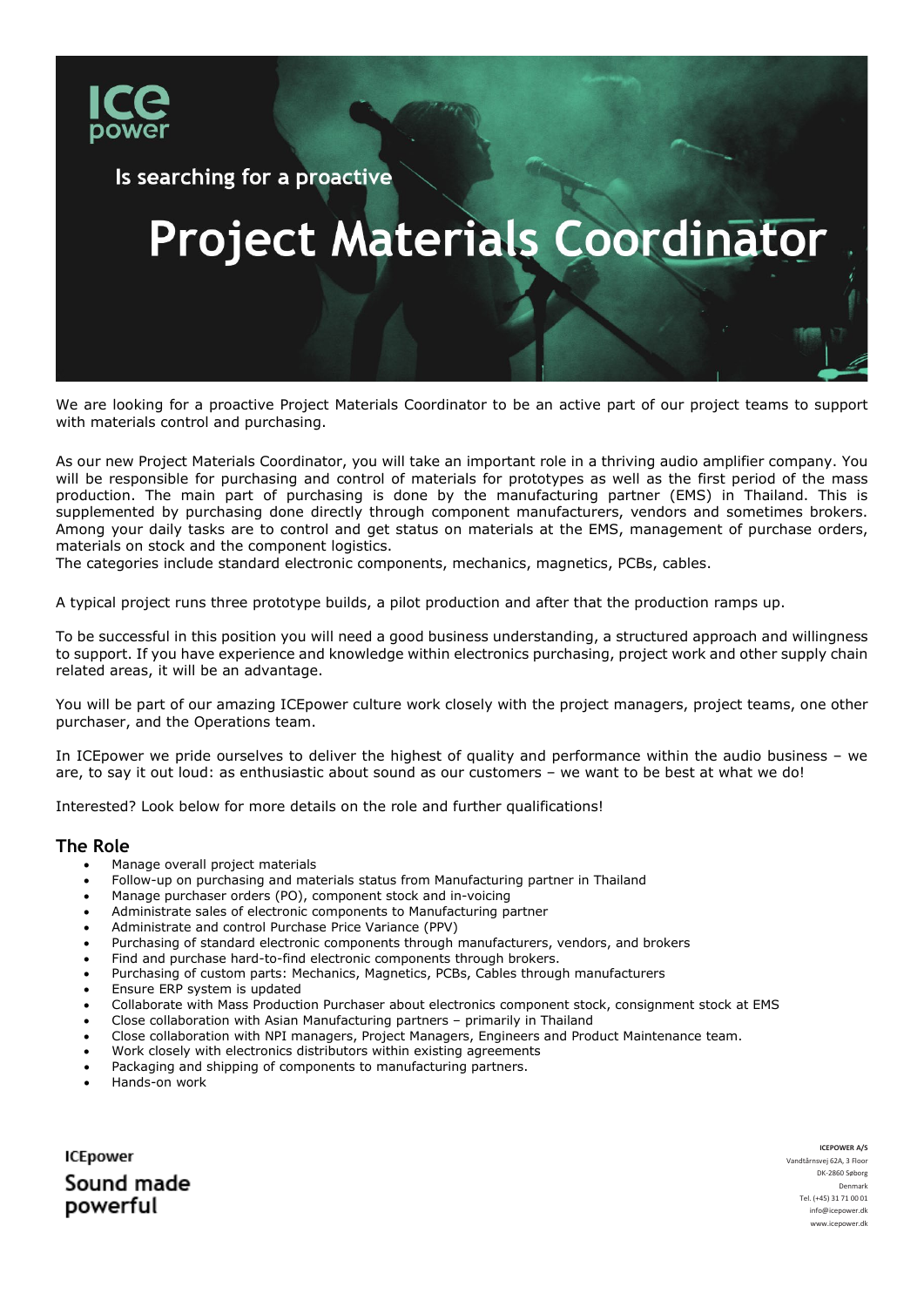ICe power

Is searching for a proactive

# Project Materials Coordinator

We are looking for a proactive Project Materials Coordinator to be an active part of our project teams to support with materials control and purchasing.

As our new Project Materials Coordinator, you will take an important role in a thriving audio amplifier company. You will be responsible for purchasing and control of materials for prototypes as well as the first period of the mass production. The main part of purchasing is done by the manufacturing partner (EMS) in Thailand. This is supplemented by purchasing done directly through component manufacturers, vendors and sometimes brokers. Among your daily tasks are to control and get status on materials at the EMS, management of purchase orders, materials on stock and the component logistics.
The categories include standard electronic components, mechanics, magnetics, PCBs, cables.

A typical project runs three prototype builds, a pilot production and after that the production ramps up.

To be successful in this position you will need a good business understanding, a structured approach and willingness to support. If you have experience and knowledge within electronics purchasing, project work and other supply chain related areas, it will be an advantage.

You will be part of our amazing ICEpower culture work closely with the project managers, project teams, one other purchaser, and the Operations team.

In ICEpower we pride ourselves to deliver the highest of quality and performance within the audio business – we are, to say it out loud: as enthusiastic about sound as our customers – we want to be best at what we do!

Interested? Look below for more details on the role and further qualifications!

## The Role

- Manage overall project materials
- Follow-up on purchasing and materials status from Manufacturing partner in Thailand
- Manage purchaser orders (PO), component stock and in-voicing
- Administrate sales of electronic components to Manufacturing partner
- Administrate and control Purchase Price Variance (PPV)
- Purchasing of standard electronic components through manufacturers, vendors, and brokers
- Find and purchase hard-to-find electronic components through brokers.
- Purchasing of custom parts: Mechanics, Magnetics, PCBs, Cables through manufacturers
- Ensure ERP system is updated
- Collaborate with Mass Production Purchaser about electronics component stock, consignment stock at EMS
- Close collaboration with Asian Manufacturing partners – primarily in Thailand
- Close collaboration with NPI managers, Project Managers, Engineers and Product Maintenance team.
- Work closely with electronics distributors within existing agreements
- Packaging and shipping of components to manufacturing partners.
- Hands-on work

ICEpower
Sound made powerful

ICEPOWER A/S
Vandtårnsvej 62A, 3 Floor
DK-2860 Søborg
Denmark
Tel. (+45) 31 71 00 01
info@icepower.dk
www.icepower.dk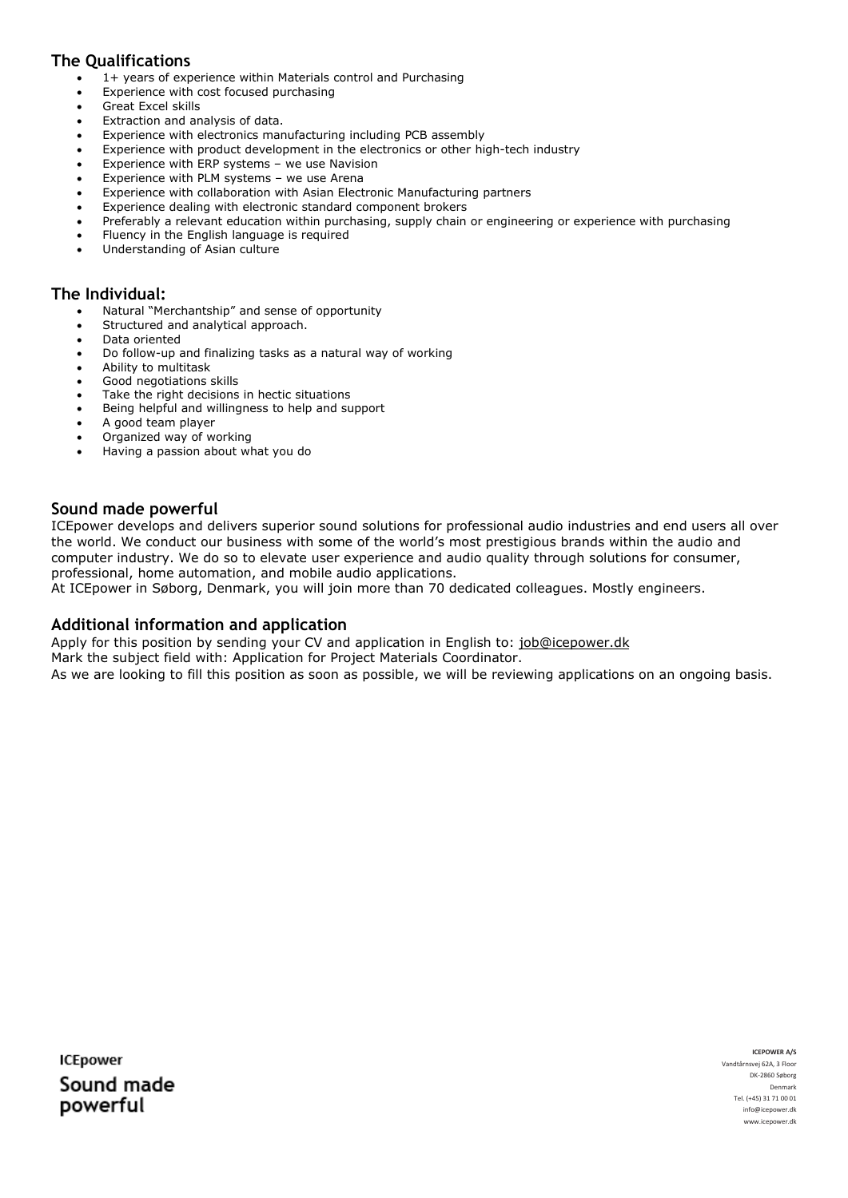## The Qualifications

- 1+ years of experience within Materials control and Purchasing
- Experience with cost focused purchasing
- Great Excel skills
- Extraction and analysis of data.
- Experience with electronics manufacturing including PCB assembly
- Experience with product development in the electronics or other high-tech industry
- Experience with ERP systems – we use Navision
- Experience with PLM systems – we use Arena
- Experience with collaboration with Asian Electronic Manufacturing partners
- Experience dealing with electronic standard component brokers
- Preferably a relevant education within purchasing, supply chain or engineering or experience with purchasing
- Fluency in the English language is required
- Understanding of Asian culture

## The Individual:

- Natural "Merchantship" and sense of opportunity
- Structured and analytical approach.
- Data oriented
- Do follow-up and finalizing tasks as a natural way of working
- Ability to multitask
- Good negotiations skills
- Take the right decisions in hectic situations
- Being helpful and willingness to help and support
- A good team player
- Organized way of working
- Having a passion about what you do

## Sound made powerful

ICEpower develops and delivers superior sound solutions for professional audio industries and end users all over the world. We conduct our business with some of the world's most prestigious brands within the audio and computer industry. We do so to elevate user experience and audio quality through solutions for consumer, professional, home automation, and mobile audio applications.
At ICEpower in Søborg, Denmark, you will join more than 70 dedicated colleagues. Mostly engineers.

## Additional information and application

Apply for this position by sending your CV and application in English to: job@icepower.dk
Mark the subject field with: Application for Project Materials Coordinator.
As we are looking to fill this position as soon as possible, we will be reviewing applications on an ongoing basis.

ICEpower
Sound made powerful

**ICEPOWER A/S**
Vandtårnsvej 62A, 3 Floor
DK-2860 Søborg
Denmark
Tel. (+45) 31 71 00 01
info@icepower.dk
www.icepower.dk